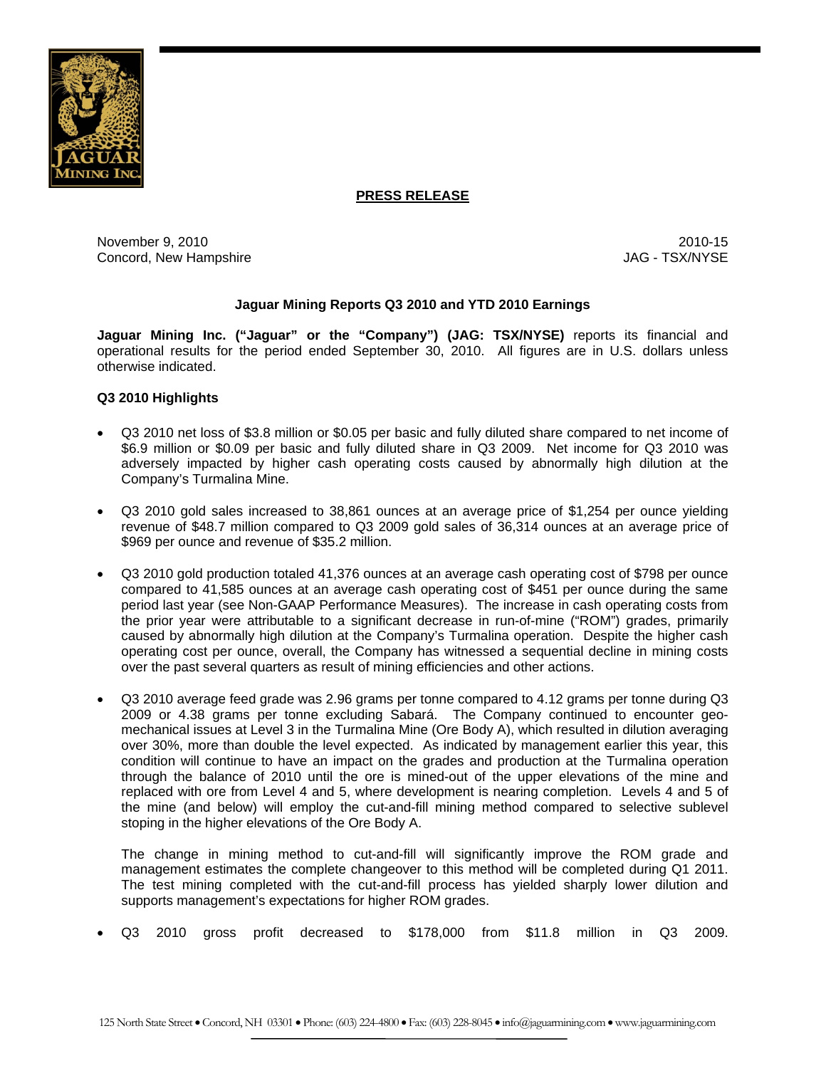**PRESS RELEASE**

November 9, 2010
Concord, New Hampshire

2010-15
JAG - TSX/NYSE

## Jaguar Mining Reports Q3 2010 and YTD 2010 Earnings

**Jaguar Mining Inc. ("Jaguar" or the "Company") (JAG: TSX/NYSE)** reports its financial and operational results for the period ended September 30, 2010. All figures are in U.S. dollars unless otherwise indicated.

### Q3 2010 Highlights

- Q3 2010 net loss of $3.8 million or $0.05 per basic and fully diluted share compared to net income of $6.9 million or $0.09 per basic and fully diluted share in Q3 2009. Net income for Q3 2010 was adversely impacted by higher cash operating costs caused by abnormally high dilution at the Company's Turmalina Mine.

- Q3 2010 gold sales increased to 38,861 ounces at an average price of $1,254 per ounce yielding revenue of $48.7 million compared to Q3 2009 gold sales of 36,314 ounces at an average price of $969 per ounce and revenue of $35.2 million.

- Q3 2010 gold production totaled 41,376 ounces at an average cash operating cost of $798 per ounce compared to 41,585 ounces at an average cash operating cost of $451 per ounce during the same period last year (see Non-GAAP Performance Measures). The increase in cash operating costs from the prior year were attributable to a significant decrease in run-of-mine ("ROM") grades, primarily caused by abnormally high dilution at the Company's Turmalina operation. Despite the higher cash operating cost per ounce, overall, the Company has witnessed a sequential decline in mining costs over the past several quarters as result of mining efficiencies and other actions.

- Q3 2010 average feed grade was 2.96 grams per tonne compared to 4.12 grams per tonne during Q3 2009 or 4.38 grams per tonne excluding Sabará. The Company continued to encounter geo-mechanical issues at Level 3 in the Turmalina Mine (Ore Body A), which resulted in dilution averaging over 30%, more than double the level expected. As indicated by management earlier this year, this condition will continue to have an impact on the grades and production at the Turmalina operation through the balance of 2010 until the ore is mined-out of the upper elevations of the mine and replaced with ore from Level 4 and 5, where development is nearing completion. Levels 4 and 5 of the mine (and below) will employ the cut-and-fill mining method compared to selective sublevel stoping in the higher elevations of the Ore Body A.

  The change in mining method to cut-and-fill will significantly improve the ROM grade and management estimates the complete changeover to this method will be completed during Q1 2011. The test mining completed with the cut-and-fill process has yielded sharply lower dilution and supports management's expectations for higher ROM grades.

- Q3 2010 gross profit decreased to $178,000 from $11.8 million in Q3 2009.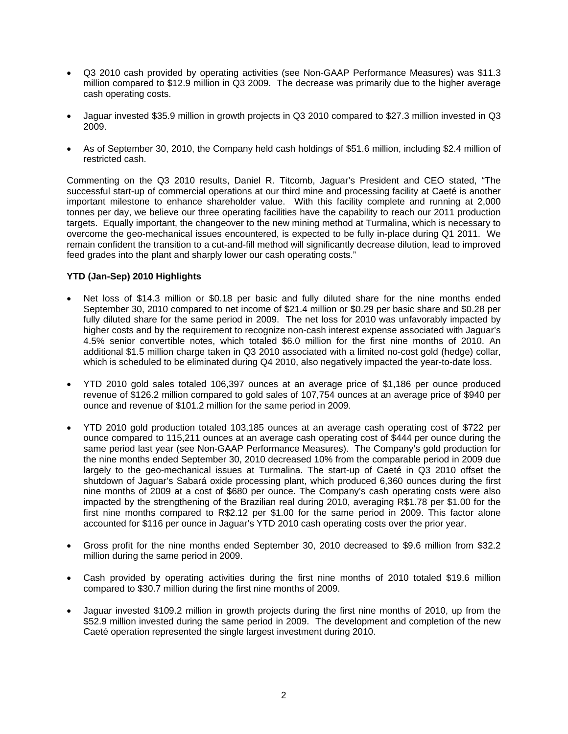- Q3 2010 cash provided by operating activities (see Non-GAAP Performance Measures) was $11.3 million compared to $12.9 million in Q3 2009. The decrease was primarily due to the higher average cash operating costs.

- Jaguar invested $35.9 million in growth projects in Q3 2010 compared to $27.3 million invested in Q3 2009.

- As of September 30, 2010, the Company held cash holdings of $51.6 million, including $2.4 million of restricted cash.

Commenting on the Q3 2010 results, Daniel R. Titcomb, Jaguar's President and CEO stated, "The successful start-up of commercial operations at our third mine and processing facility at Caeté is another important milestone to enhance shareholder value. With this facility complete and running at 2,000 tonnes per day, we believe our three operating facilities have the capability to reach our 2011 production targets. Equally important, the changeover to the new mining method at Turmalina, which is necessary to overcome the geo-mechanical issues encountered, is expected to be fully in-place during Q1 2011. We remain confident the transition to a cut-and-fill method will significantly decrease dilution, lead to improved feed grades into the plant and sharply lower our cash operating costs."

**YTD (Jan-Sep) 2010 Highlights**

- Net loss of $14.3 million or $0.18 per basic and fully diluted share for the nine months ended September 30, 2010 compared to net income of $21.4 million or $0.29 per basic share and $0.28 per fully diluted share for the same period in 2009. The net loss for 2010 was unfavorably impacted by higher costs and by the requirement to recognize non-cash interest expense associated with Jaguar's 4.5% senior convertible notes, which totaled $6.0 million for the first nine months of 2010. An additional $1.5 million charge taken in Q3 2010 associated with a limited no-cost gold (hedge) collar, which is scheduled to be eliminated during Q4 2010, also negatively impacted the year-to-date loss.

- YTD 2010 gold sales totaled 106,397 ounces at an average price of $1,186 per ounce produced revenue of $126.2 million compared to gold sales of 107,754 ounces at an average price of $940 per ounce and revenue of $101.2 million for the same period in 2009.

- YTD 2010 gold production totaled 103,185 ounces at an average cash operating cost of $722 per ounce compared to 115,211 ounces at an average cash operating cost of $444 per ounce during the same period last year (see Non-GAAP Performance Measures). The Company's gold production for the nine months ended September 30, 2010 decreased 10% from the comparable period in 2009 due largely to the geo-mechanical issues at Turmalina. The start-up of Caeté in Q3 2010 offset the shutdown of Jaguar's Sabará oxide processing plant, which produced 6,360 ounces during the first nine months of 2009 at a cost of $680 per ounce. The Company's cash operating costs were also impacted by the strengthening of the Brazilian real during 2010, averaging R$1.78 per $1.00 for the first nine months compared to R$2.12 per $1.00 for the same period in 2009. This factor alone accounted for $116 per ounce in Jaguar's YTD 2010 cash operating costs over the prior year.

- Gross profit for the nine months ended September 30, 2010 decreased to $9.6 million from $32.2 million during the same period in 2009.

- Cash provided by operating activities during the first nine months of 2010 totaled $19.6 million compared to $30.7 million during the first nine months of 2009.

- Jaguar invested $109.2 million in growth projects during the first nine months of 2010, up from the $52.9 million invested during the same period in 2009. The development and completion of the new Caeté operation represented the single largest investment during 2010.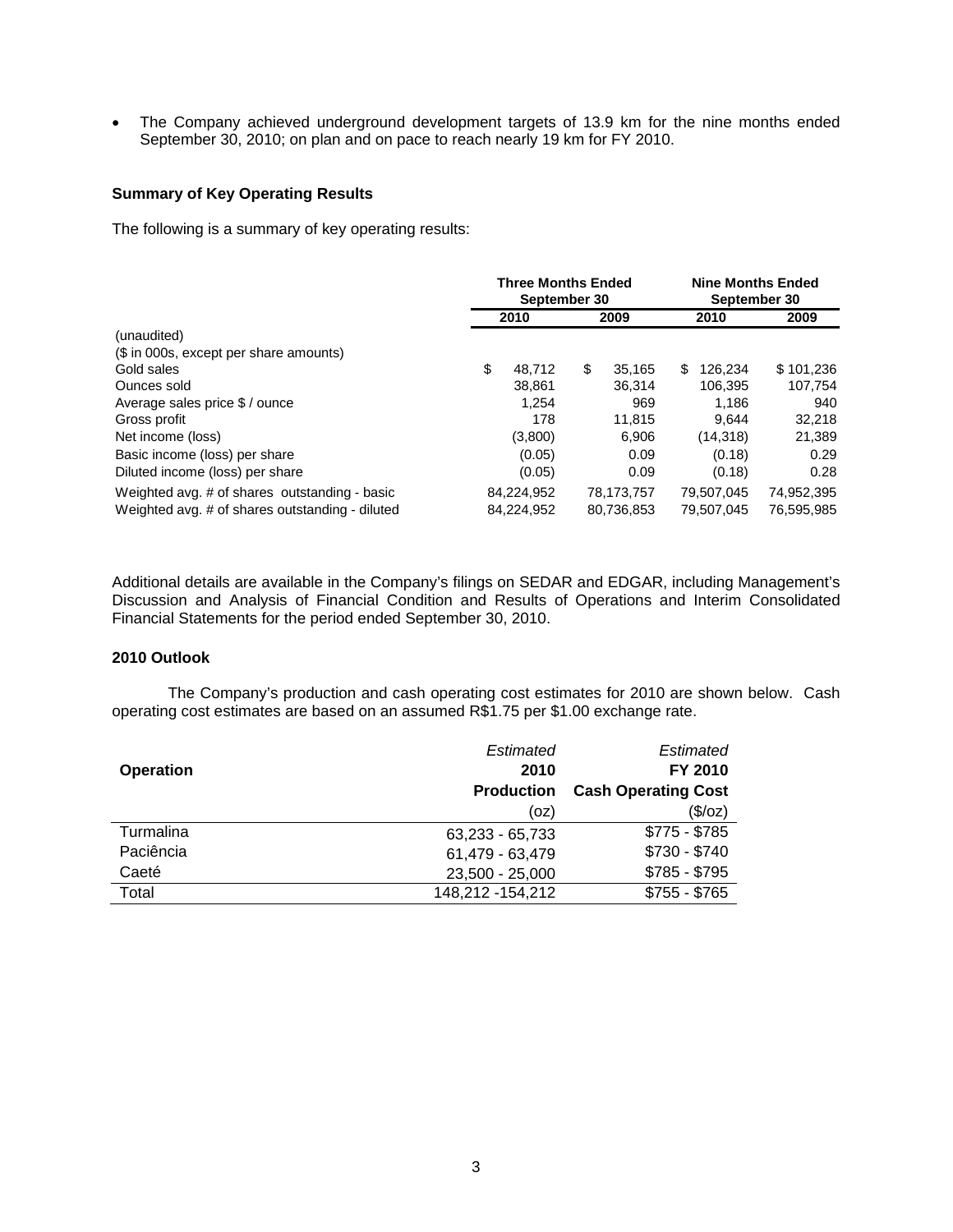- The Company achieved underground development targets of 13.9 km for the nine months ended September 30, 2010; on plan and on pace to reach nearly 19 km for FY 2010.

**Summary of Key Operating Results**

The following is a summary of key operating results:

| | Three Months Ended September 30 | | Nine Months Ended September 30 | |
|---|---|---|---|---|
| | 2010 | 2009 | 2010 | 2009 |
| (unaudited) | | | | |
| ($ in 000s, except per share amounts) | | | | |
| Gold sales | $ 48,712 | $ 35,165 | $ 126,234 | $ 101,236 |
| Ounces sold | 38,861 | 36,314 | 106,395 | 107,754 |
| Average sales price $ / ounce | 1,254 | 969 | 1,186 | 940 |
| Gross profit | 178 | 11,815 | 9,644 | 32,218 |
| Net income (loss) | (3,800) | 6,906 | (14,318) | 21,389 |
| Basic income (loss) per share | (0.05) | 0.09 | (0.18) | 0.29 |
| Diluted income (loss) per share | (0.05) | 0.09 | (0.18) | 0.28 |
| Weighted avg. # of shares outstanding - basic | 84,224,952 | 78,173,757 | 79,507,045 | 74,952,395 |
| Weighted avg. # of shares outstanding - diluted | 84,224,952 | 80,736,853 | 79,507,045 | 76,595,985 |

Additional details are available in the Company's filings on SEDAR and EDGAR, including Management's Discussion and Analysis of Financial Condition and Results of Operations and Interim Consolidated Financial Statements for the period ended September 30, 2010.

**2010 Outlook**

The Company's production and cash operating cost estimates for 2010 are shown below. Cash operating cost estimates are based on an assumed R$1.75 per $1.00 exchange rate.

| Operation | *Estimated* 2010 Production (oz) | *Estimated* FY 2010 Cash Operating Cost ($/oz) |
|---|---|---|
| Turmalina | 63,233 - 65,733 | $775 - $785 |
| Paciência | 61,479 - 63,479 | $730 - $740 |
| Caeté | 23,500 - 25,000 | $785 - $795 |
| Total | 148,212 -154,212 | $755 - $765 |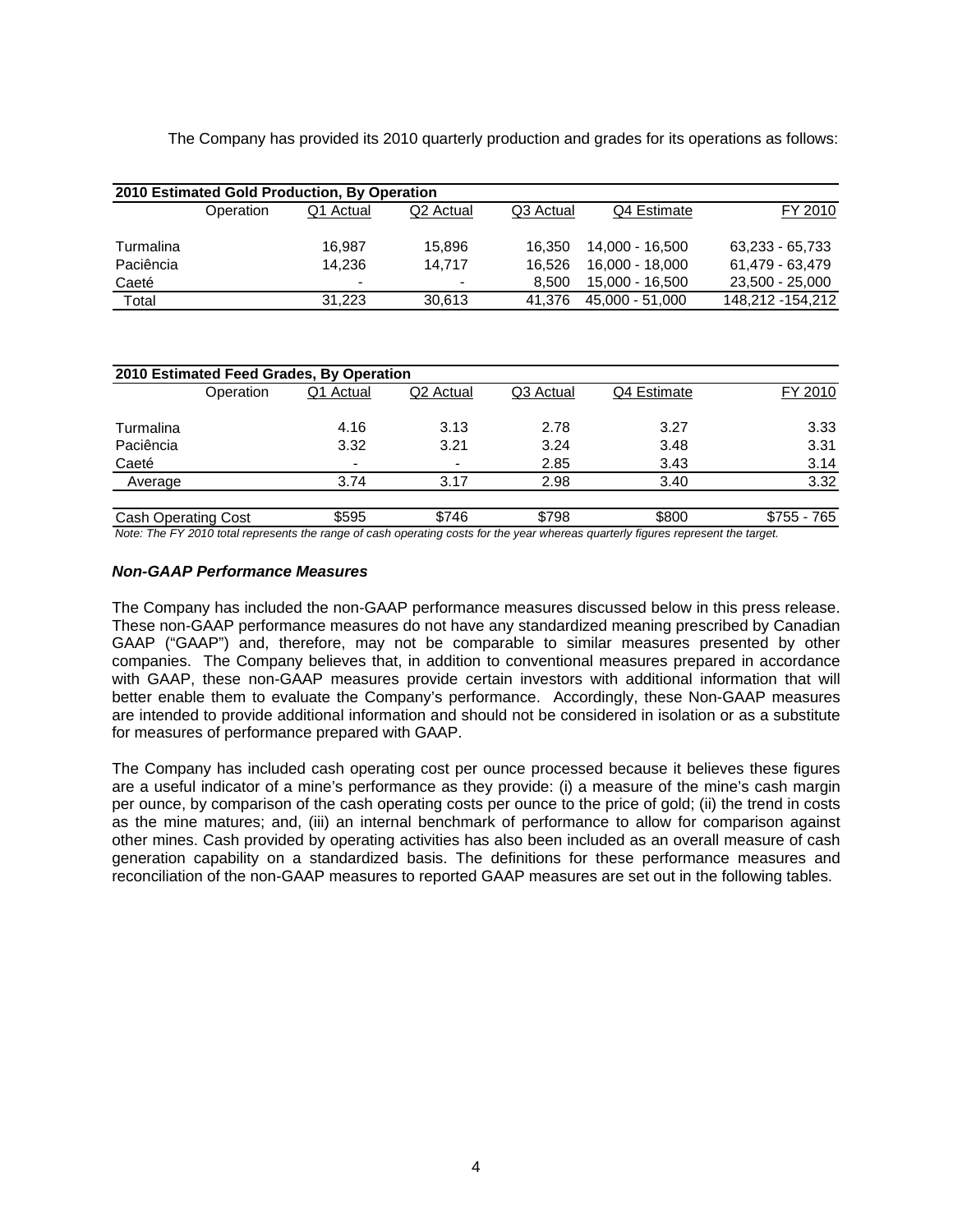The Company has provided its 2010 quarterly production and grades for its operations as follows:

| 2010 Estimated Gold Production, By Operation | | | | | |
|---|---|---|---|---|---|
| Operation | Q1 Actual | Q2 Actual | Q3 Actual | Q4 Estimate | FY 2010 |
| Turmalina | 16,987 | 15,896 | 16,350 | 14,000 - 16,500 | 63,233 - 65,733 |
| Paciência | 14,236 | 14,717 | 16,526 | 16,000 - 18,000 | 61,479 - 63,479 |
| Caeté | - | - | 8,500 | 15,000 - 16,500 | 23,500 - 25,000 |
| Total | 31,223 | 30,613 | 41,376 | 45,000 - 51,000 | 148,212 -154,212 |

| 2010 Estimated Feed Grades, By Operation | | | | | |
|---|---|---|---|---|---|
| Operation | Q1 Actual | Q2 Actual | Q3 Actual | Q4 Estimate | FY 2010 |
| Turmalina | 4.16 | 3.13 | 2.78 | 3.27 | 3.33 |
| Paciência | 3.32 | 3.21 | 3.24 | 3.48 | 3.31 |
| Caeté | - | - | 2.85 | 3.43 | 3.14 |
| Average | 3.74 | 3.17 | 2.98 | 3.40 | 3.32 |
| Cash Operating Cost | $595 | $746 | $798 | $800 | $755 - 765 |

*Note: The FY 2010 total represents the range of cash operating costs for the year whereas quarterly figures represent the target.*

### *Non-GAAP Performance Measures*

The Company has included the non-GAAP performance measures discussed below in this press release. These non-GAAP performance measures do not have any standardized meaning prescribed by Canadian GAAP ("GAAP") and, therefore, may not be comparable to similar measures presented by other companies. The Company believes that, in addition to conventional measures prepared in accordance with GAAP, these non-GAAP measures provide certain investors with additional information that will better enable them to evaluate the Company's performance. Accordingly, these Non-GAAP measures are intended to provide additional information and should not be considered in isolation or as a substitute for measures of performance prepared with GAAP.

The Company has included cash operating cost per ounce processed because it believes these figures are a useful indicator of a mine's performance as they provide: (i) a measure of the mine's cash margin per ounce, by comparison of the cash operating costs per ounce to the price of gold; (ii) the trend in costs as the mine matures; and, (iii) an internal benchmark of performance to allow for comparison against other mines. Cash provided by operating activities has also been included as an overall measure of cash generation capability on a standardized basis. The definitions for these performance measures and reconciliation of the non-GAAP measures to reported GAAP measures are set out in the following tables.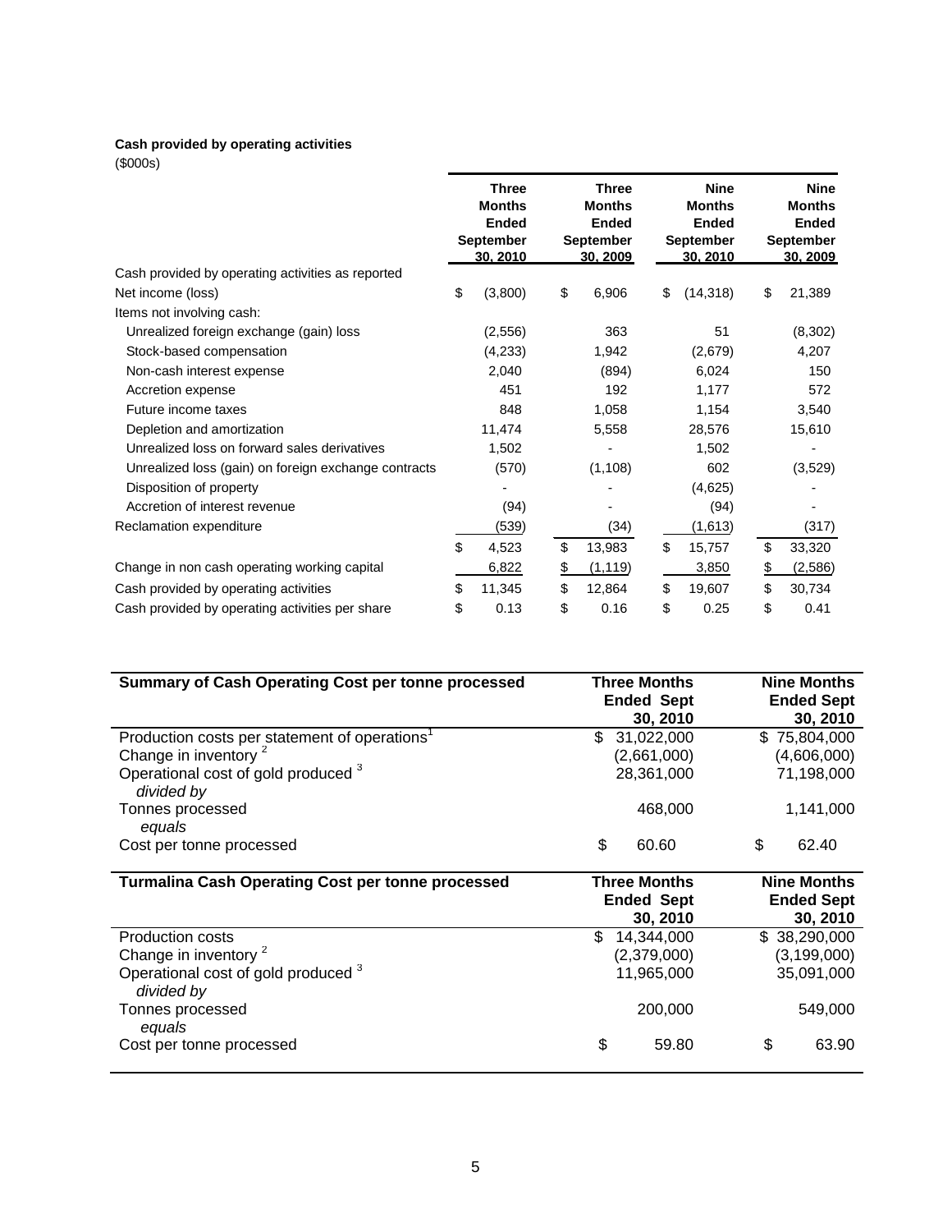**Cash provided by operating activities**
($000s)

| | Three Months Ended September 30, 2010 | Three Months Ended September 30, 2009 | Nine Months Ended September 30, 2010 | Nine Months Ended September 30, 2009 |
|---|---|---|---|---|
| Cash provided by operating activities as reported | | | | |
| Net income (loss) | $ (3,800) | $ 6,906 | $ (14,318) | $ 21,389 |
| Items not involving cash: | | | | |
| Unrealized foreign exchange (gain) loss | (2,556) | 363 | 51 | (8,302) |
| Stock-based compensation | (4,233) | 1,942 | (2,679) | 4,207 |
| Non-cash interest expense | 2,040 | (894) | 6,024 | 150 |
| Accretion expense | 451 | 192 | 1,177 | 572 |
| Future income taxes | 848 | 1,058 | 1,154 | 3,540 |
| Depletion and amortization | 11,474 | 5,558 | 28,576 | 15,610 |
| Unrealized loss on forward sales derivatives | 1,502 | - | 1,502 | - |
| Unrealized loss (gain) on foreign exchange contracts | (570) | (1,108) | 602 | (3,529) |
| Disposition of property | - | - | (4,625) | - |
| Accretion of interest revenue | (94) | - | (94) | - |
| Reclamation expenditure | (539) | (34) | (1,613) | (317) |
| | $ 4,523 | $ 13,983 | $ 15,757 | $ 33,320 |
| Change in non cash operating working capital | 6,822 | $ (1,119) | 3,850 | $ (2,586) |
| Cash provided by operating activities | $ 11,345 | $ 12,864 | $ 19,607 | $ 30,734 |
| Cash provided by operating activities per share | $ 0.13 | $ 0.16 | $ 0.25 | $ 0.41 |

| **Summary of Cash Operating Cost per tonne processed** | **Three Months Ended Sept 30, 2010** | **Nine Months Ended Sept 30, 2010** |
|---|---|---|
| Production costs per statement of operations[1] | $ 31,022,000 | $ 75,804,000 |
| Change in inventory [2] | (2,661,000) | (4,606,000) |
| Operational cost of gold produced [3] | 28,361,000 | 71,198,000 |
| *divided by* | | |
| Tonnes processed | 468,000 | 1,141,000 |
| *equals* | | |
| Cost per tonne processed | $ 60.60 | $ 62.40 |

| **Turmalina Cash Operating Cost per tonne processed** | **Three Months Ended Sept 30, 2010** | **Nine Months Ended Sept 30, 2010** |
|---|---|---|
| Production costs | $ 14,344,000 | $ 38,290,000 |
| Change in inventory [2] | (2,379,000) | (3,199,000) |
| Operational cost of gold produced [3] | 11,965,000 | 35,091,000 |
| *divided by* | | |
| Tonnes processed | 200,000 | 549,000 |
| *equals* | | |
| Cost per tonne processed | $ 59.80 | $ 63.90 |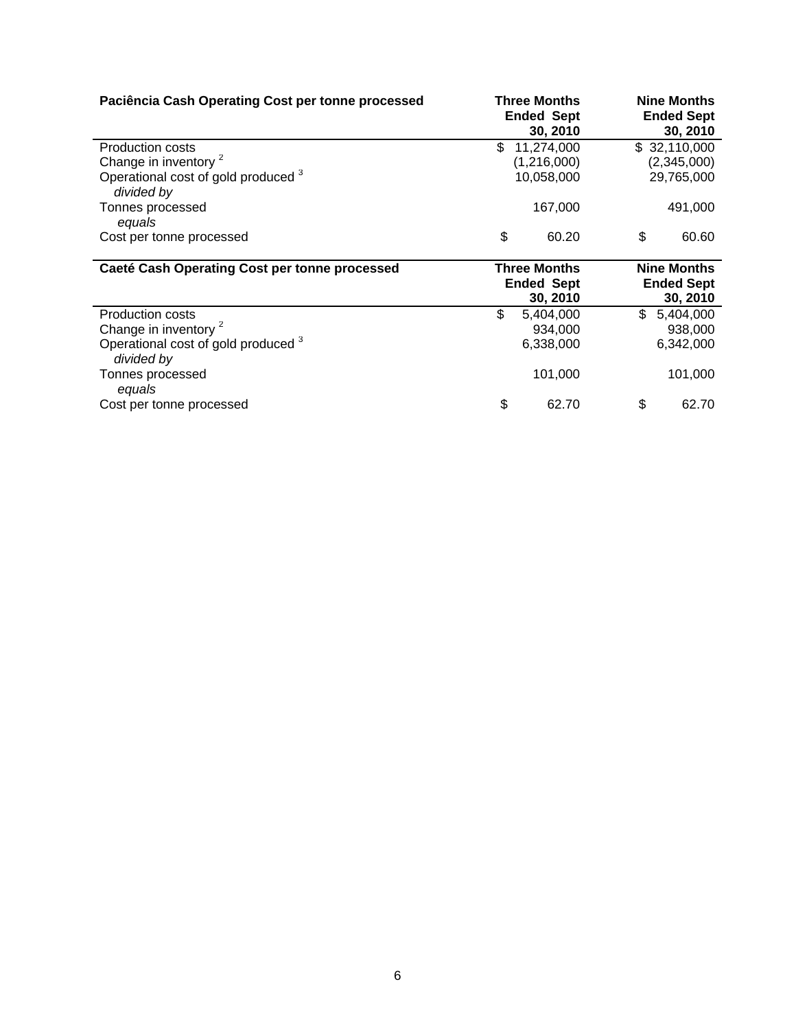| Paciência Cash Operating Cost per tonne processed | Three Months Ended Sept 30, 2010 | Nine Months Ended Sept 30, 2010 |
|---|---|---|
| Production costs | $ 11,274,000 | $ 32,110,000 |
| Change in inventory [2] | (1,216,000) | (2,345,000) |
| Operational cost of gold produced [3] | 10,058,000 | 29,765,000 |
| *divided by* | | |
| Tonnes processed | 167,000 | 491,000 |
| *equals* | | |
| Cost per tonne processed | $ 60.20 | $ 60.60 |

| Caeté Cash Operating Cost per tonne processed | Three Months Ended Sept 30, 2010 | Nine Months Ended Sept 30, 2010 |
|---|---|---|
| Production costs | $ 5,404,000 | $ 5,404,000 |
| Change in inventory [2] | 934,000 | 938,000 |
| Operational cost of gold produced [3] | 6,338,000 | 6,342,000 |
| *divided by* | | |
| Tonnes processed | 101,000 | 101,000 |
| *equals* | | |
| Cost per tonne processed | $ 62.70 | $ 62.70 |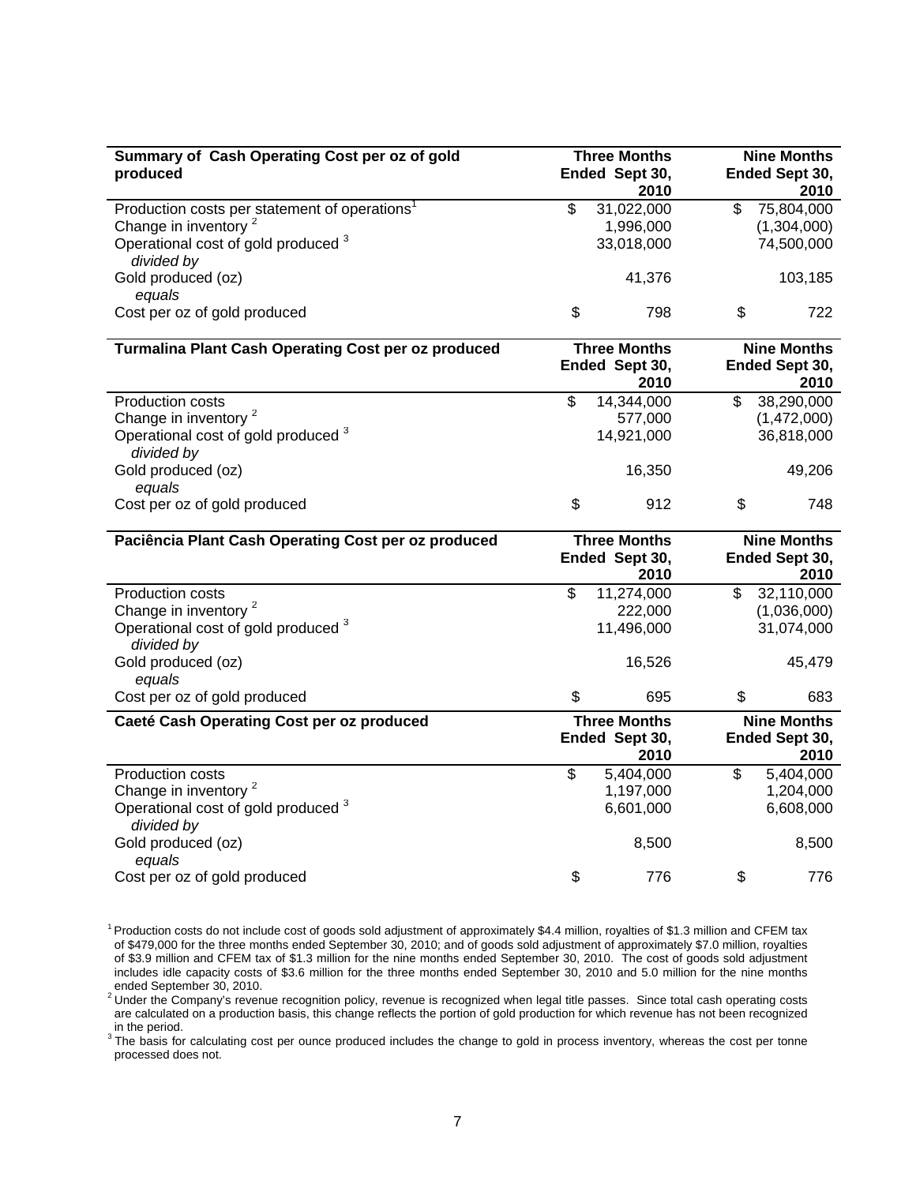| Summary of Cash Operating Cost per oz of gold produced | Three Months Ended Sept 30, 2010 | Nine Months Ended Sept 30, 2010 |
|---|---|---|
| Production costs per statement of operations[1] | $ 31,022,000 | $ 75,804,000 |
| Change in inventory [2] | 1,996,000 | (1,304,000) |
| Operational cost of gold produced [3] | 33,018,000 | 74,500,000 |
| *divided by* | | |
| Gold produced (oz) | 41,376 | 103,185 |
| *equals* | | |
| Cost per oz of gold produced | $ 798 | $ 722 |

| Turmalina Plant Cash Operating Cost per oz produced | Three Months Ended Sept 30, 2010 | Nine Months Ended Sept 30, 2010 |
|---|---|---|
| Production costs | $ 14,344,000 | $ 38,290,000 |
| Change in inventory [2] | 577,000 | (1,472,000) |
| Operational cost of gold produced [3] | 14,921,000 | 36,818,000 |
| *divided by* | | |
| Gold produced (oz) | 16,350 | 49,206 |
| *equals* | | |
| Cost per oz of gold produced | $ 912 | $ 748 |

| Paciência Plant Cash Operating Cost per oz produced | Three Months Ended Sept 30, 2010 | Nine Months Ended Sept 30, 2010 |
|---|---|---|
| Production costs | $ 11,274,000 | $ 32,110,000 |
| Change in inventory [2] | 222,000 | (1,036,000) |
| Operational cost of gold produced [3] | 11,496,000 | 31,074,000 |
| *divided by* | | |
| Gold produced (oz) | 16,526 | 45,479 |
| *equals* | | |
| Cost per oz of gold produced | $ 695 | $ 683 |

| Caeté Cash Operating Cost per oz produced | Three Months Ended Sept 30, 2010 | Nine Months Ended Sept 30, 2010 |
|---|---|---|
| Production costs | $ 5,404,000 | $ 5,404,000 |
| Change in inventory [2] | 1,197,000 | 1,204,000 |
| Operational cost of gold produced [3] | 6,601,000 | 6,608,000 |
| *divided by* | | |
| Gold produced (oz) | 8,500 | 8,500 |
| *equals* | | |
| Cost per oz of gold produced | $ 776 | $ 776 |

[1] Production costs do not include cost of goods sold adjustment of approximately $4.4 million, royalties of $1.3 million and CFEM tax of $479,000 for the three months ended September 30, 2010; and of goods sold adjustment of approximately $7.0 million, royalties of $3.9 million and CFEM tax of $1.3 million for the nine months ended September 30, 2010. The cost of goods sold adjustment includes idle capacity costs of $3.6 million for the three months ended September 30, 2010 and 5.0 million for the nine months ended September 30, 2010.

[2] Under the Company's revenue recognition policy, revenue is recognized when legal title passes. Since total cash operating costs are calculated on a production basis, this change reflects the portion of gold production for which revenue has not been recognized in the period.

[3] The basis for calculating cost per ounce produced includes the change to gold in process inventory, whereas the cost per tonne processed does not.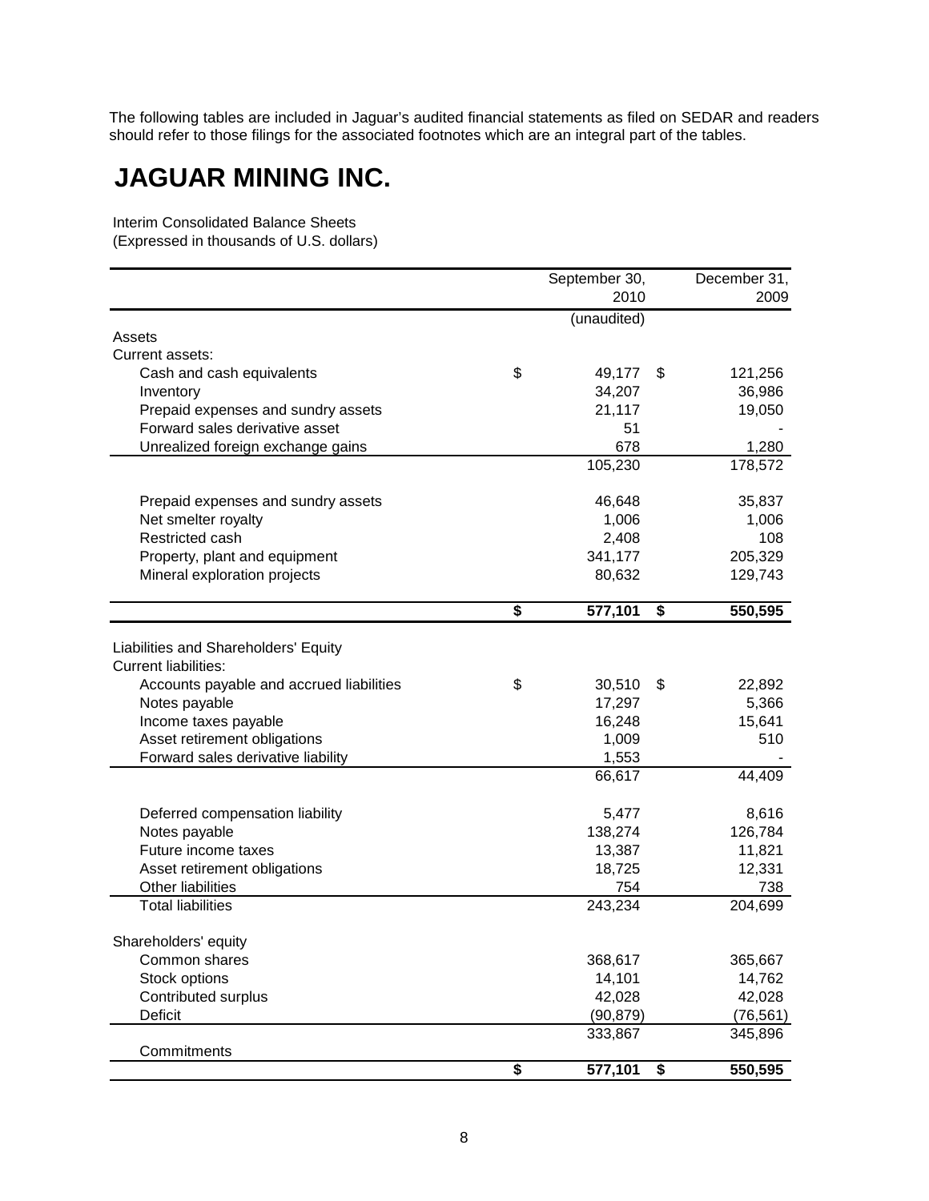The following tables are included in Jaguar's audited financial statements as filed on SEDAR and readers should refer to those filings for the associated footnotes which are an integral part of the tables.

# JAGUAR MINING INC.

Interim Consolidated Balance Sheets
(Expressed in thousands of U.S. dollars)

| | September 30, 2010 | December 31, 2009 |
|---|---|---|
| | (unaudited) | |
| Assets | | |
| Current assets: | | |
| Cash and cash equivalents | $ 49,177 | $ 121,256 |
| Inventory | 34,207 | 36,986 |
| Prepaid expenses and sundry assets | 21,117 | 19,050 |
| Forward sales derivative asset | 51 | - |
| Unrealized foreign exchange gains | 678 | 1,280 |
| | 105,230 | 178,572 |
| Prepaid expenses and sundry assets | 46,648 | 35,837 |
| Net smelter royalty | 1,006 | 1,006 |
| Restricted cash | 2,408 | 108 |
| Property, plant and equipment | 341,177 | 205,329 |
| Mineral exploration projects | 80,632 | 129,743 |
| | **$ 577,101** | **$ 550,595** |
| Liabilities and Shareholders' Equity | | |
| Current liabilities: | | |
| Accounts payable and accrued liabilities | $ 30,510 | $ 22,892 |
| Notes payable | 17,297 | 5,366 |
| Income taxes payable | 16,248 | 15,641 |
| Asset retirement obligations | 1,009 | 510 |
| Forward sales derivative liability | 1,553 | - |
| | 66,617 | 44,409 |
| Deferred compensation liability | 5,477 | 8,616 |
| Notes payable | 138,274 | 126,784 |
| Future income taxes | 13,387 | 11,821 |
| Asset retirement obligations | 18,725 | 12,331 |
| Other liabilities | 754 | 738 |
| Total liabilities | 243,234 | 204,699 |
| Shareholders' equity | | |
| Common shares | 368,617 | 365,667 |
| Stock options | 14,101 | 14,762 |
| Contributed surplus | 42,028 | 42,028 |
| Deficit | (90,879) | (76,561) |
| | 333,867 | 345,896 |
| Commitments | | |
| | **$ 577,101** | **$ 550,595** |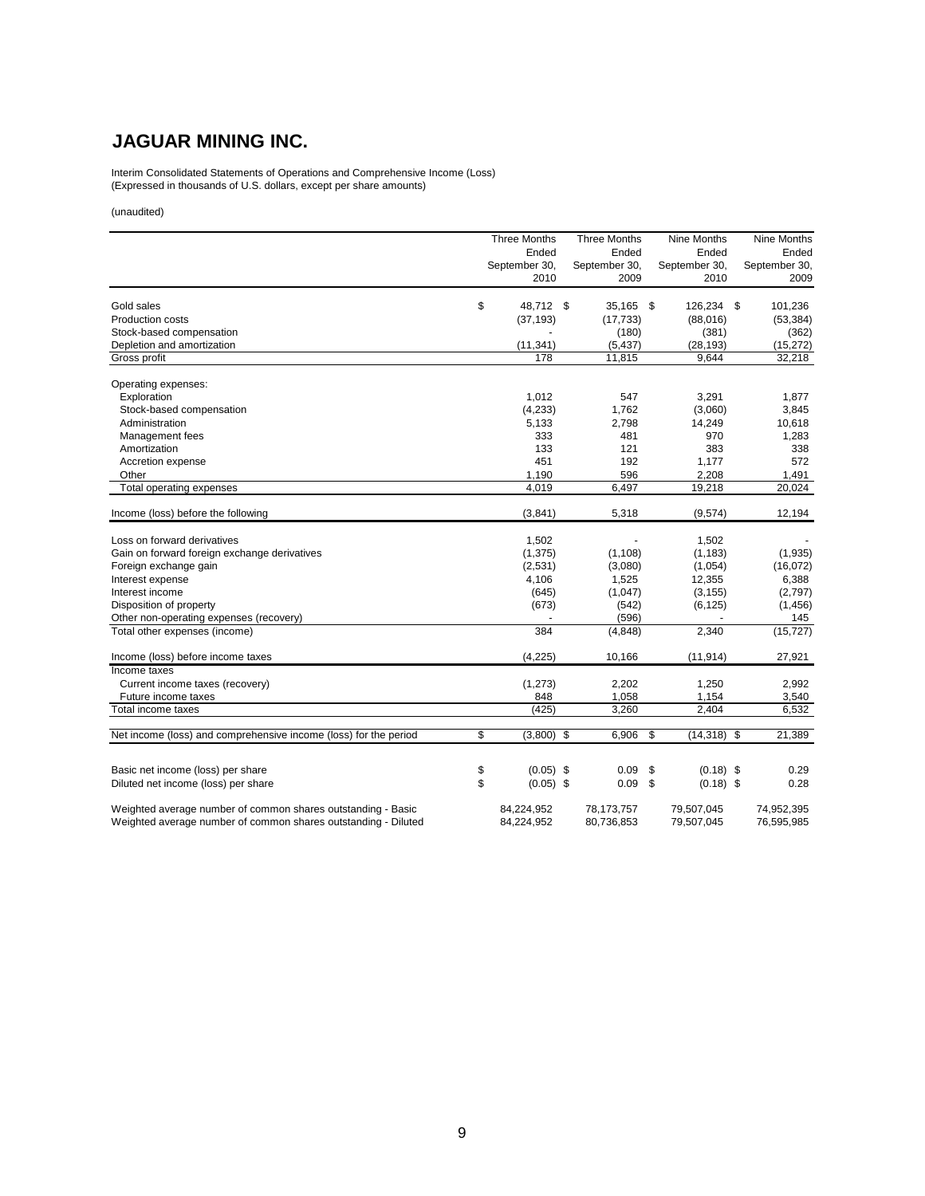# JAGUAR MINING INC.

Interim Consolidated Statements of Operations and Comprehensive Income (Loss)
(Expressed in thousands of U.S. dollars, except per share amounts)

(unaudited)

| | Three Months Ended September 30, 2010 | Three Months Ended September 30, 2009 | Nine Months Ended September 30, 2010 | Nine Months Ended September 30, 2009 |
|---|---|---|---|---|
| Gold sales | $ 48,712 | $ 35,165 | $ 126,234 | $ 101,236 |
| Production costs | (37,193) | (17,733) | (88,016) | (53,384) |
| Stock-based compensation | - | (180) | (381) | (362) |
| Depletion and amortization | (11,341) | (5,437) | (28,193) | (15,272) |
| Gross profit | 178 | 11,815 | 9,644 | 32,218 |
| Operating expenses: | | | | |
| Exploration | 1,012 | 547 | 3,291 | 1,877 |
| Stock-based compensation | (4,233) | 1,762 | (3,060) | 3,845 |
| Administration | 5,133 | 2,798 | 14,249 | 10,618 |
| Management fees | 333 | 481 | 970 | 1,283 |
| Amortization | 133 | 121 | 383 | 338 |
| Accretion expense | 451 | 192 | 1,177 | 572 |
| Other | 1,190 | 596 | 2,208 | 1,491 |
| Total operating expenses | 4,019 | 6,497 | 19,218 | 20,024 |
| Income (loss) before the following | (3,841) | 5,318 | (9,574) | 12,194 |
| Loss on forward derivatives | 1,502 | - | 1,502 | - |
| Gain on forward foreign exchange derivatives | (1,375) | (1,108) | (1,183) | (1,935) |
| Foreign exchange gain | (2,531) | (3,080) | (1,054) | (16,072) |
| Interest expense | 4,106 | 1,525 | 12,355 | 6,388 |
| Interest income | (645) | (1,047) | (3,155) | (2,797) |
| Disposition of property | (673) | (542) | (6,125) | (1,456) |
| Other non-operating expenses (recovery) | - | (596) | - | 145 |
| Total other expenses (income) | 384 | (4,848) | 2,340 | (15,727) |
| Income (loss) before income taxes | (4,225) | 10,166 | (11,914) | 27,921 |
| Income taxes | | | | |
| Current income taxes (recovery) | (1,273) | 2,202 | 1,250 | 2,992 |
| Future income taxes | 848 | 1,058 | 1,154 | 3,540 |
| Total income taxes | (425) | 3,260 | 2,404 | 6,532 |
| Net income (loss) and comprehensive income (loss) for the period | $ (3,800) | $ 6,906 | $ (14,318) | $ 21,389 |
| Basic net income (loss) per share | $ (0.05) | $ 0.09 | $ (0.18) | $ 0.29 |
| Diluted net income (loss) per share | $ (0.05) | $ 0.09 | $ (0.18) | $ 0.28 |
| Weighted average number of common shares outstanding - Basic | 84,224,952 | 78,173,757 | 79,507,045 | 74,952,395 |
| Weighted average number of common shares outstanding - Diluted | 84,224,952 | 80,736,853 | 79,507,045 | 76,595,985 |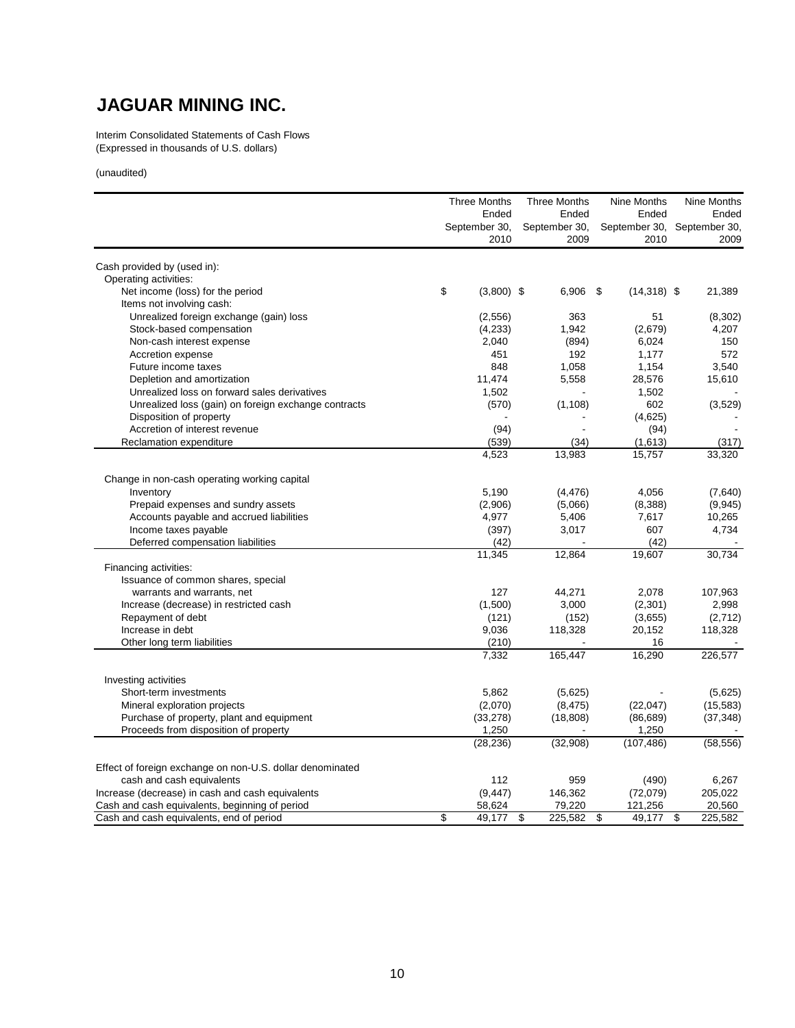# JAGUAR MINING INC.

Interim Consolidated Statements of Cash Flows
(Expressed in thousands of U.S. dollars)

(unaudited)

| | Three Months Ended September 30, 2010 | Three Months Ended September 30, 2009 | Nine Months Ended September 30, 2010 | Nine Months Ended September 30, 2009 |
|---|---|---|---|---|
| Cash provided by (used in): | | | | |
| Operating activities: | | | | |
| Net income (loss) for the period | $ (3,800) | $ 6,906 | $ (14,318) | $ 21,389 |
| Items not involving cash: | | | | |
| Unrealized foreign exchange (gain) loss | (2,556) | 363 | 51 | (8,302) |
| Stock-based compensation | (4,233) | 1,942 | (2,679) | 4,207 |
| Non-cash interest expense | 2,040 | (894) | 6,024 | 150 |
| Accretion expense | 451 | 192 | 1,177 | 572 |
| Future income taxes | 848 | 1,058 | 1,154 | 3,540 |
| Depletion and amortization | 11,474 | 5,558 | 28,576 | 15,610 |
| Unrealized loss on forward sales derivatives | 1,502 | - | 1,502 | - |
| Unrealized loss (gain) on foreign exchange contracts | (570) | (1,108) | 602 | (3,529) |
| Disposition of property | - | - | (4,625) | - |
| Accretion of interest revenue | (94) | - | (94) | - |
| Reclamation expenditure | (539) | (34) | (1,613) | (317) |
| | 4,523 | 13,983 | 15,757 | 33,320 |
| Change in non-cash operating working capital | | | | |
| Inventory | 5,190 | (4,476) | 4,056 | (7,640) |
| Prepaid expenses and sundry assets | (2,906) | (5,066) | (8,388) | (9,945) |
| Accounts payable and accrued liabilities | 4,977 | 5,406 | 7,617 | 10,265 |
| Income taxes payable | (397) | 3,017 | 607 | 4,734 |
| Deferred compensation liabilities | (42) | - | (42) | - |
| | 11,345 | 12,864 | 19,607 | 30,734 |
| Financing activities: | | | | |
| Issuance of common shares, special warrants and warrants, net | 127 | 44,271 | 2,078 | 107,963 |
| Increase (decrease) in restricted cash | (1,500) | 3,000 | (2,301) | 2,998 |
| Repayment of debt | (121) | (152) | (3,655) | (2,712) |
| Increase in debt | 9,036 | 118,328 | 20,152 | 118,328 |
| Other long term liabilities | (210) | - | 16 | - |
| | 7,332 | 165,447 | 16,290 | 226,577 |
| Investing activities | | | | |
| Short-term investments | 5,862 | (5,625) | - | (5,625) |
| Mineral exploration projects | (2,070) | (8,475) | (22,047) | (15,583) |
| Purchase of property, plant and equipment | (33,278) | (18,808) | (86,689) | (37,348) |
| Proceeds from disposition of property | 1,250 | - | 1,250 | - |
| | (28,236) | (32,908) | (107,486) | (58,556) |
| Effect of foreign exchange on non-U.S. dollar denominated cash and cash equivalents | 112 | 959 | (490) | 6,267 |
| Increase (decrease) in cash and cash equivalents | (9,447) | 146,362 | (72,079) | 205,022 |
| Cash and cash equivalents, beginning of period | 58,624 | 79,220 | 121,256 | 20,560 |
| Cash and cash equivalents, end of period | $ 49,177 | $ 225,582 | $ 49,177 | $ 225,582 |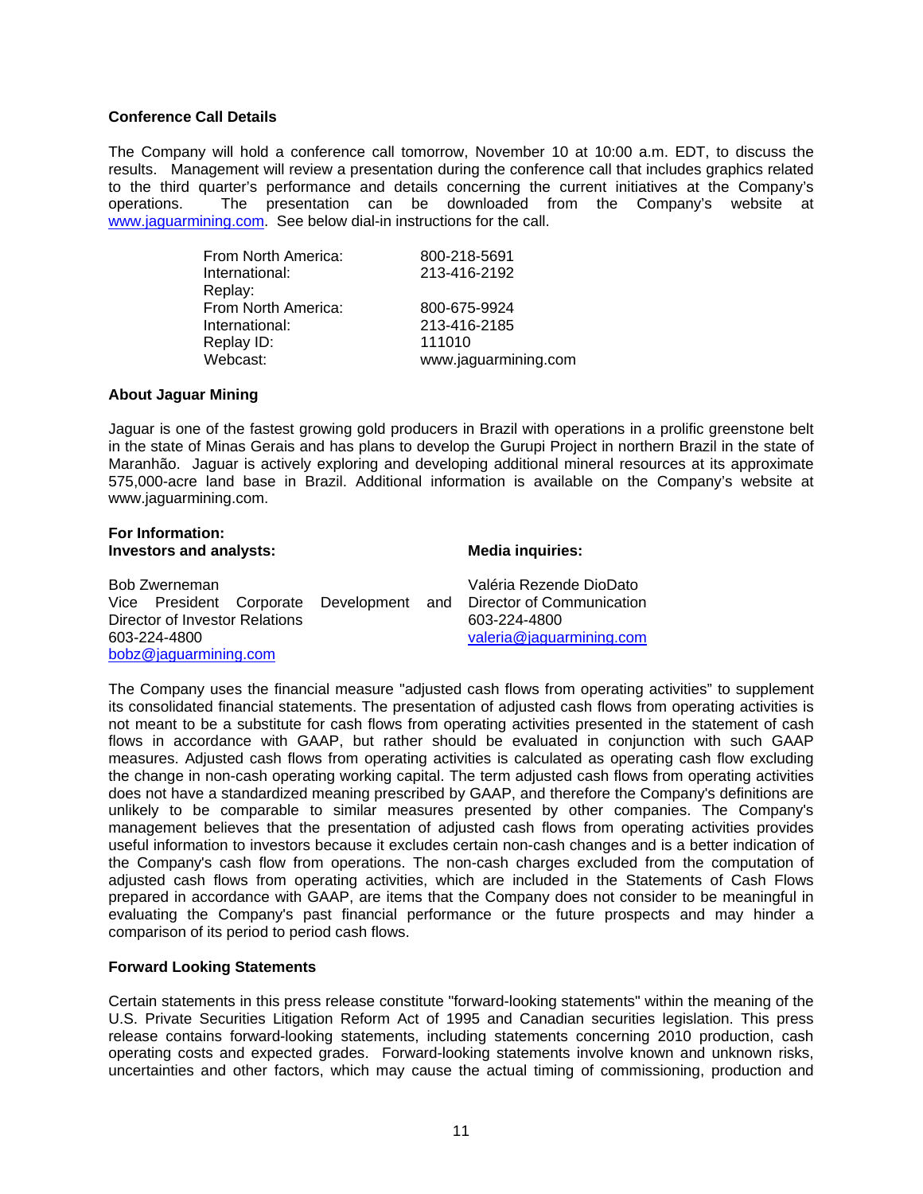**Conference Call Details**

The Company will hold a conference call tomorrow, November 10 at 10:00 a.m. EDT, to discuss the results. Management will review a presentation during the conference call that includes graphics related to the third quarter's performance and details concerning the current initiatives at the Company's operations. The presentation can be downloaded from the Company's website at www.jaguarmining.com. See below dial-in instructions for the call.

| | |
|---|---|
| From North America: | 800-218-5691 |
| International: | 213-416-2192 |
| Replay: | |
| From North America: | 800-675-9924 |
| International: | 213-416-2185 |
| Replay ID: | 111010 |
| Webcast: | www.jaguarmining.com |

**About Jaguar Mining**

Jaguar is one of the fastest growing gold producers in Brazil with operations in a prolific greenstone belt in the state of Minas Gerais and has plans to develop the Gurupi Project in northern Brazil in the state of Maranhão. Jaguar is actively exploring and developing additional mineral resources at its approximate 575,000-acre land base in Brazil. Additional information is available on the Company's website at www.jaguarmining.com.

**For Information:**

**Investors and analysts:**

Bob Zwerneman
Vice President Corporate Development and Director of Investor Relations
603-224-4800
bobz@jaguarmining.com

**Media inquiries:**

Valéria Rezende DioDato
Director of Communication
603-224-4800
valeria@jaguarmining.com

The Company uses the financial measure "adjusted cash flows from operating activities" to supplement its consolidated financial statements. The presentation of adjusted cash flows from operating activities is not meant to be a substitute for cash flows from operating activities presented in the statement of cash flows in accordance with GAAP, but rather should be evaluated in conjunction with such GAAP measures. Adjusted cash flows from operating activities is calculated as operating cash flow excluding the change in non-cash operating working capital. The term adjusted cash flows from operating activities does not have a standardized meaning prescribed by GAAP, and therefore the Company's definitions are unlikely to be comparable to similar measures presented by other companies. The Company's management believes that the presentation of adjusted cash flows from operating activities provides useful information to investors because it excludes certain non-cash changes and is a better indication of the Company's cash flow from operations. The non-cash charges excluded from the computation of adjusted cash flows from operating activities, which are included in the Statements of Cash Flows prepared in accordance with GAAP, are items that the Company does not consider to be meaningful in evaluating the Company's past financial performance or the future prospects and may hinder a comparison of its period to period cash flows.

**Forward Looking Statements**

Certain statements in this press release constitute "forward-looking statements" within the meaning of the U.S. Private Securities Litigation Reform Act of 1995 and Canadian securities legislation. This press release contains forward-looking statements, including statements concerning 2010 production, cash operating costs and expected grades. Forward-looking statements involve known and unknown risks, uncertainties and other factors, which may cause the actual timing of commissioning, production and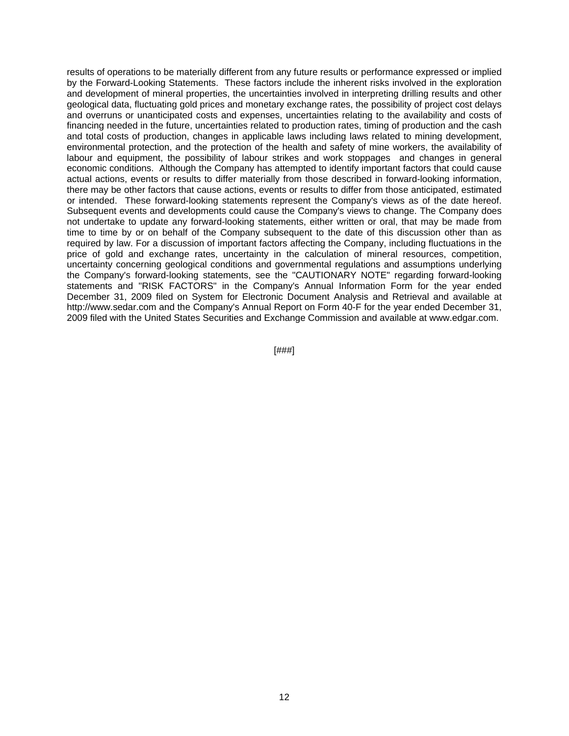results of operations to be materially different from any future results or performance expressed or implied by the Forward-Looking Statements. These factors include the inherent risks involved in the exploration and development of mineral properties, the uncertainties involved in interpreting drilling results and other geological data, fluctuating gold prices and monetary exchange rates, the possibility of project cost delays and overruns or unanticipated costs and expenses, uncertainties relating to the availability and costs of financing needed in the future, uncertainties related to production rates, timing of production and the cash and total costs of production, changes in applicable laws including laws related to mining development, environmental protection, and the protection of the health and safety of mine workers, the availability of labour and equipment, the possibility of labour strikes and work stoppages and changes in general economic conditions. Although the Company has attempted to identify important factors that could cause actual actions, events or results to differ materially from those described in forward-looking information, there may be other factors that cause actions, events or results to differ from those anticipated, estimated or intended. These forward-looking statements represent the Company's views as of the date hereof. Subsequent events and developments could cause the Company's views to change. The Company does not undertake to update any forward-looking statements, either written or oral, that may be made from time to time by or on behalf of the Company subsequent to the date of this discussion other than as required by law. For a discussion of important factors affecting the Company, including fluctuations in the price of gold and exchange rates, uncertainty in the calculation of mineral resources, competition, uncertainty concerning geological conditions and governmental regulations and assumptions underlying the Company's forward-looking statements, see the "CAUTIONARY NOTE" regarding forward-looking statements and "RISK FACTORS" in the Company's Annual Information Form for the year ended December 31, 2009 filed on System for Electronic Document Analysis and Retrieval and available at http://www.sedar.com and the Company's Annual Report on Form 40-F for the year ended December 31, 2009 filed with the United States Securities and Exchange Commission and available at www.edgar.com.

[###]